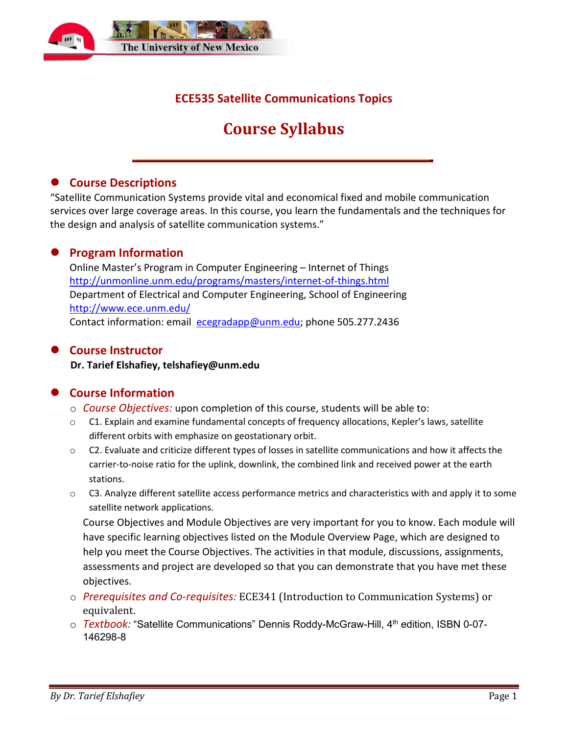# ECE535 Satellite Communications Topics

# Course Syllabus

## Course Descriptions

"Satellite Communication Systems provide vital and economical fixed and mobile communication services over large coverage areas. In this course, you learn the fundamentals and the techniques for the design and analysis of satellite communication systems."

## Program Information

Online Master's Program in Computer Engineering – Internet of Things
http://unmonline.unm.edu/programs/masters/internet-of-things.html
Department of Electrical and Computer Engineering, School of Engineering
http://www.ece.unm.edu/
Contact information: email ecegradapp@unm.edu; phone 505.277.2436

## Course Instructor

**Dr. Tarief Elshafiey, telshafiey@unm.edu**

## Course Information

- *Course Objectives:* upon completion of this course, students will be able to:
- C1. Explain and examine fundamental concepts of frequency allocations, Kepler's laws, satellite different orbits with emphasize on geostationary orbit.
- C2. Evaluate and criticize different types of losses in satellite communications and how it affects the carrier-to-noise ratio for the uplink, downlink, the combined link and received power at the earth stations.
- C3. Analyze different satellite access performance metrics and characteristics with and apply it to some satellite network applications.

  Course Objectives and Module Objectives are very important for you to know. Each module will have specific learning objectives listed on the Module Overview Page, which are designed to help you meet the Course Objectives. The activities in that module, discussions, assignments, assessments and project are developed so that you can demonstrate that you have met these objectives.
- *Prerequisites and Co-requisites:* ECE341 (Introduction to Communication Systems) or equivalent.
- *Textbook:* "Satellite Communications" Dennis Roddy-McGraw-Hill, 4th edition, ISBN 0-07-146298-8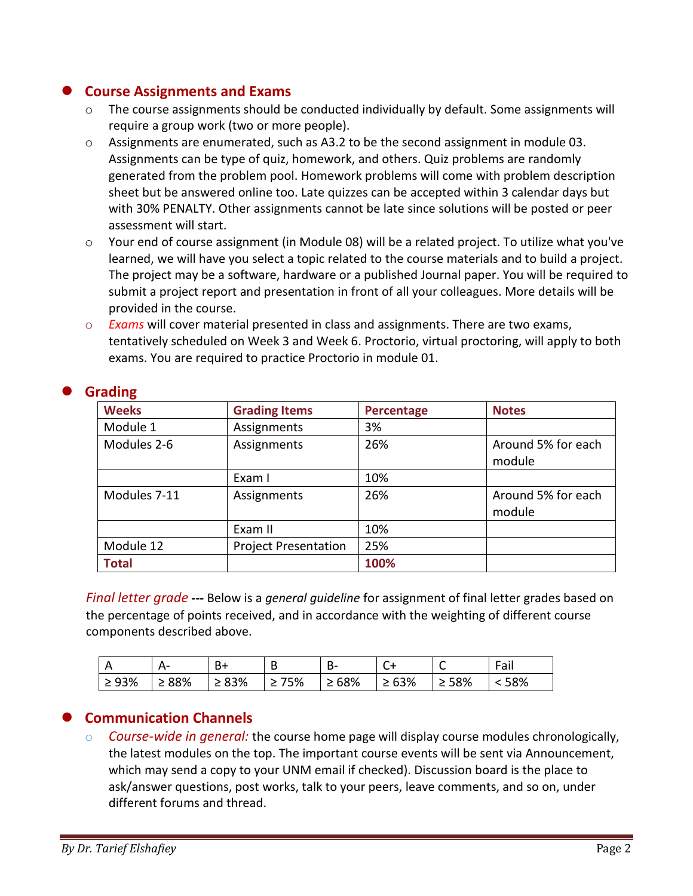- **Course Assignments and Exams**
  - The course assignments should be conducted individually by default. Some assignments will require a group work (two or more people).
  - Assignments are enumerated, such as A3.2 to be the second assignment in module 03. Assignments can be type of quiz, homework, and others. Quiz problems are randomly generated from the problem pool. Homework problems will come with problem description sheet but be answered online too. Late quizzes can be accepted within 3 calendar days but with 30% PENALTY. Other assignments cannot be late since solutions will be posted or peer assessment will start.
  - Your end of course assignment (in Module 08) will be a related project. To utilize what you've learned, we will have you select a topic related to the course materials and to build a project. The project may be a software, hardware or a published Journal paper. You will be required to submit a project report and presentation in front of all your colleagues. More details will be provided in the course.
  - *Exams* will cover material presented in class and assignments. There are two exams, tentatively scheduled on Week 3 and Week 6. Proctorio, virtual proctoring, will apply to both exams. You are required to practice Proctorio in module 01.

- **Grading**

| Weeks | Grading Items | Percentage | Notes |
|---|---|---|---|
| Module 1 | Assignments | 3% | |
| Modules 2-6 | Assignments | 26% | Around 5% for each module |
| | Exam I | 10% | |
| Modules 7-11 | Assignments | 26% | Around 5% for each module |
| | Exam II | 10% | |
| Module 12 | Project Presentation | 25% | |
| **Total** | | **100%** | |

*Final letter grade* **---** Below is a *general guideline* for assignment of final letter grades based on the percentage of points received, and in accordance with the weighting of different course components described above.

| A | A- | B+ | B | B- | C+ | C | Fail |
|---|---|---|---|---|---|---|---|
| ≥ 93% | ≥ 88% | ≥ 83% | ≥ 75% | ≥ 68% | ≥ 63% | ≥ 58% | < 58% |

- **Communication Channels**
  - *Course-wide in general:* the course home page will display course modules chronologically, the latest modules on the top. The important course events will be sent via Announcement, which may send a copy to your UNM email if checked). Discussion board is the place to ask/answer questions, post works, talk to your peers, leave comments, and so on, under different forums and thread.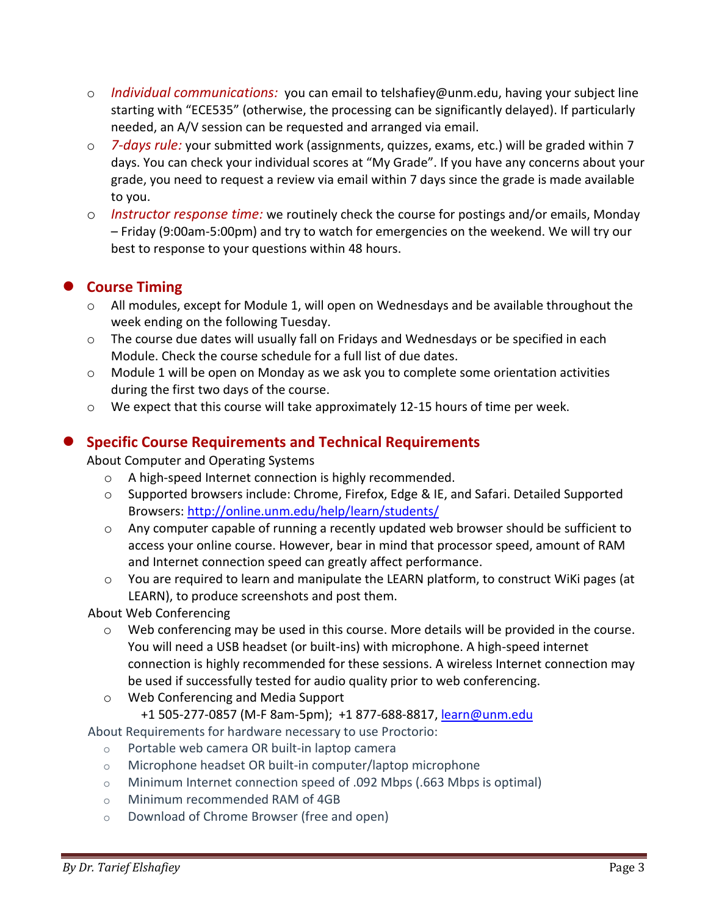- *Individual communications:* you can email to telshafiey@unm.edu, having your subject line starting with "ECE535" (otherwise, the processing can be significantly delayed). If particularly needed, an A/V session can be requested and arranged via email.
- *7-days rule:* your submitted work (assignments, quizzes, exams, etc.) will be graded within 7 days. You can check your individual scores at "My Grade". If you have any concerns about your grade, you need to request a review via email within 7 days since the grade is made available to you.
- *Instructor response time:* we routinely check the course for postings and/or emails, Monday – Friday (9:00am-5:00pm) and try to watch for emergencies on the weekend. We will try our best to response to your questions within 48 hours.

## Course Timing

- All modules, except for Module 1, will open on Wednesdays and be available throughout the week ending on the following Tuesday.
- The course due dates will usually fall on Fridays and Wednesdays or be specified in each Module. Check the course schedule for a full list of due dates.
- Module 1 will be open on Monday as we ask you to complete some orientation activities during the first two days of the course.
- We expect that this course will take approximately 12-15 hours of time per week.

## Specific Course Requirements and Technical Requirements

About Computer and Operating Systems

- A high-speed Internet connection is highly recommended.
- Supported browsers include: Chrome, Firefox, Edge & IE, and Safari. Detailed Supported Browsers: [http://online.unm.edu/help/learn/students/](http://online.unm.edu/help/learn/students/)
- Any computer capable of running a recently updated web browser should be sufficient to access your online course. However, bear in mind that processor speed, amount of RAM and Internet connection speed can greatly affect performance.
- You are required to learn and manipulate the LEARN platform, to construct WiKi pages (at LEARN), to produce screenshots and post them.

About Web Conferencing

- Web conferencing may be used in this course. More details will be provided in the course. You will need a USB headset (or built-ins) with microphone. A high-speed internet connection is highly recommended for these sessions. A wireless Internet connection may be used if successfully tested for audio quality prior to web conferencing.
- Web Conferencing and Media Support
  +1 505-277-0857 (M-F 8am-5pm); +1 877-688-8817, [learn@unm.edu](mailto:learn@unm.edu)

About Requirements for hardware necessary to use Proctorio:

- Portable web camera OR built-in laptop camera
- Microphone headset OR built-in computer/laptop microphone
- Minimum Internet connection speed of .092 Mbps (.663 Mbps is optimal)
- Minimum recommended RAM of 4GB
- Download of Chrome Browser (free and open)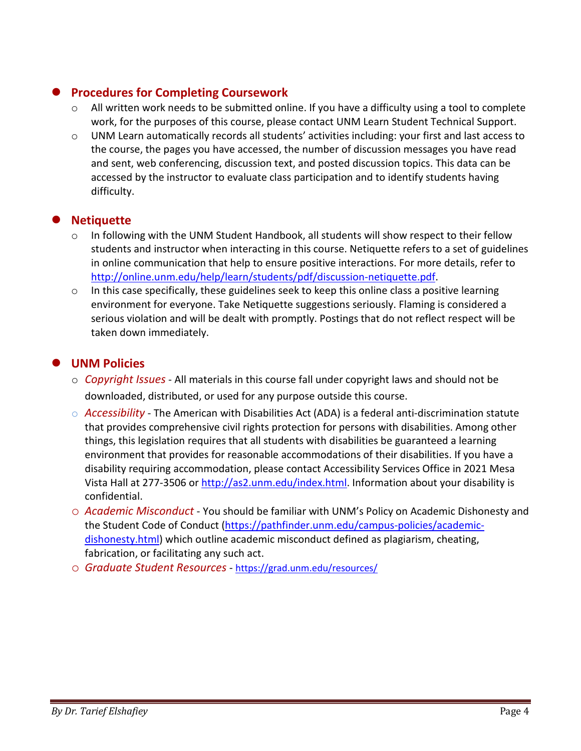- **Procedures for Completing Coursework**
  - All written work needs to be submitted online. If you have a difficulty using a tool to complete work, for the purposes of this course, please contact UNM Learn Student Technical Support.
  - UNM Learn automatically records all students' activities including: your first and last access to the course, the pages you have accessed, the number of discussion messages you have read and sent, web conferencing, discussion text, and posted discussion topics. This data can be accessed by the instructor to evaluate class participation and to identify students having difficulty.

- **Netiquette**
  - In following with the UNM Student Handbook, all students will show respect to their fellow students and instructor when interacting in this course. Netiquette refers to a set of guidelines in online communication that help to ensure positive interactions. For more details, refer to [http://online.unm.edu/help/learn/students/pdf/discussion-netiquette.pdf](http://online.unm.edu/help/learn/students/pdf/discussion-netiquette.pdf).
  - In this case specifically, these guidelines seek to keep this online class a positive learning environment for everyone. Take Netiquette suggestions seriously. Flaming is considered a serious violation and will be dealt with promptly. Postings that do not reflect respect will be taken down immediately.

- **UNM Policies**
  - *Copyright Issues* - All materials in this course fall under copyright laws and should not be downloaded, distributed, or used for any purpose outside this course.
  - *Accessibility* - The American with Disabilities Act (ADA) is a federal anti-discrimination statute that provides comprehensive civil rights protection for persons with disabilities. Among other things, this legislation requires that all students with disabilities be guaranteed a learning environment that provides for reasonable accommodations of their disabilities. If you have a disability requiring accommodation, please contact Accessibility Services Office in 2021 Mesa Vista Hall at 277-3506 or [http://as2.unm.edu/index.html](http://as2.unm.edu/index.html). Information about your disability is confidential.
  - *Academic Misconduct* - You should be familiar with UNM's Policy on Academic Dishonesty and the Student Code of Conduct ([https://pathfinder.unm.edu/campus-policies/academic-dishonesty.html](https://pathfinder.unm.edu/campus-policies/academic-dishonesty.html)) which outline academic misconduct defined as plagiarism, cheating, fabrication, or facilitating any such act.
  - *Graduate Student Resources* - [https://grad.unm.edu/resources/](https://grad.unm.edu/resources/)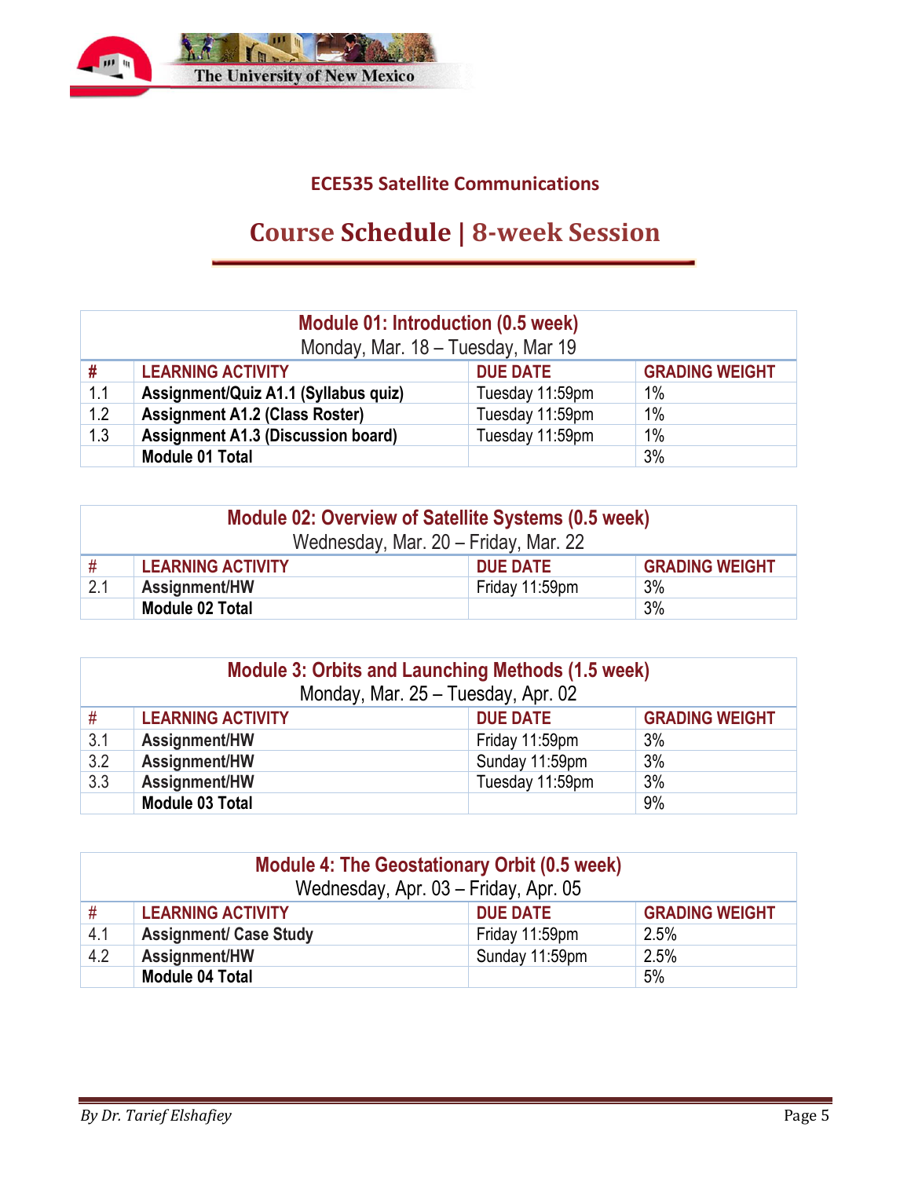**ECE535 Satellite Communications**

# Course Schedule | 8-week Session

| Module 01: Introduction (0.5 week)<br>Monday, Mar. 18 – Tuesday, Mar 19 | | | |
|---|---|---|---|
| **#** | **LEARNING ACTIVITY** | **DUE DATE** | **GRADING WEIGHT** |
| 1.1 | **Assignment/Quiz A1.1 (Syllabus quiz)** | Tuesday 11:59pm | 1% |
| 1.2 | **Assignment A1.2 (Class Roster)** | Tuesday 11:59pm | 1% |
| 1.3 | **Assignment A1.3 (Discussion board)** | Tuesday 11:59pm | 1% |
| | **Module 01 Total** | | 3% |

| Module 02: Overview of Satellite Systems (0.5 week)<br>Wednesday, Mar. 20 – Friday, Mar. 22 | | | |
|---|---|---|---|
| **#** | **LEARNING ACTIVITY** | **DUE DATE** | **GRADING WEIGHT** |
| 2.1 | **Assignment/HW** | Friday 11:59pm | 3% |
| | **Module 02 Total** | | 3% |

| Module 3: Orbits and Launching Methods (1.5 week)<br>Monday, Mar. 25 – Tuesday, Apr. 02 | | | |
|---|---|---|---|
| **#** | **LEARNING ACTIVITY** | **DUE DATE** | **GRADING WEIGHT** |
| 3.1 | **Assignment/HW** | Friday 11:59pm | 3% |
| 3.2 | **Assignment/HW** | Sunday 11:59pm | 3% |
| 3.3 | **Assignment/HW** | Tuesday 11:59pm | 3% |
| | **Module 03 Total** | | 9% |

| Module 4: The Geostationary Orbit (0.5 week)<br>Wednesday, Apr. 03 – Friday, Apr. 05 | | | |
|---|---|---|---|
| **#** | **LEARNING ACTIVITY** | **DUE DATE** | **GRADING WEIGHT** |
| 4.1 | **Assignment/ Case Study** | Friday 11:59pm | 2.5% |
| 4.2 | **Assignment/HW** | Sunday 11:59pm | 2.5% |
| | **Module 04 Total** | | 5% |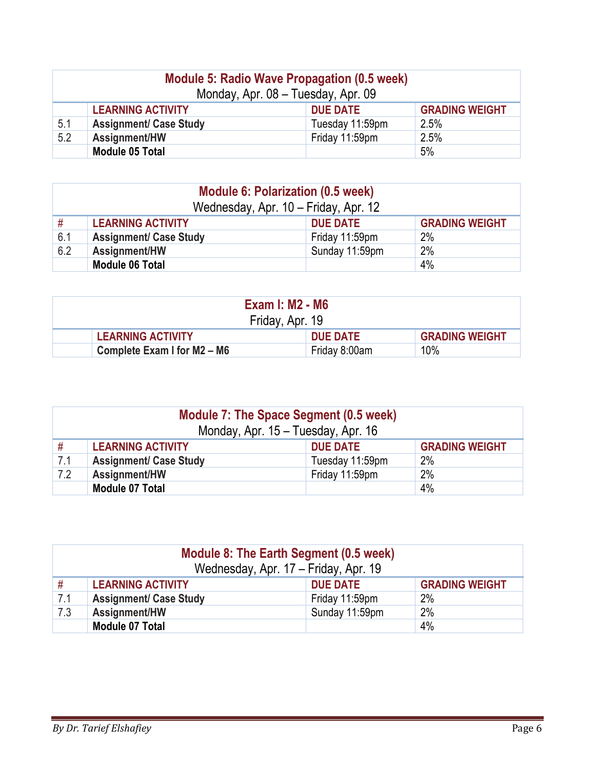| Module 5: Radio Wave Propagation (0.5 week)<br>Monday, Apr. 08 – Tuesday, Apr. 09 | | | |
|---|---|---|---|
| | **LEARNING ACTIVITY** | **DUE DATE** | **GRADING WEIGHT** |
| 5.1 | **Assignment/ Case Study** | Tuesday 11:59pm | 2.5% |
| 5.2 | **Assignment/HW** | Friday 11:59pm | 2.5% |
| | **Module 05 Total** | | 5% |

| Module 6: Polarization (0.5 week)<br>Wednesday, Apr. 10 – Friday, Apr. 12 | | | |
|---|---|---|---|
| # | **LEARNING ACTIVITY** | **DUE DATE** | **GRADING WEIGHT** |
| 6.1 | **Assignment/ Case Study** | Friday 11:59pm | 2% |
| 6.2 | **Assignment/HW** | Sunday 11:59pm | 2% |
| | **Module 06 Total** | | 4% |

| Exam I: M2 - M6<br>Friday, Apr. 19 | | | |
|---|---|---|---|
| | **LEARNING ACTIVITY** | **DUE DATE** | **GRADING WEIGHT** |
| | **Complete Exam I for M2 – M6** | Friday 8:00am | 10% |

| Module 7: The Space Segment (0.5 week)<br>Monday, Apr. 15 – Tuesday, Apr. 16 | | | |
|---|---|---|---|
| # | **LEARNING ACTIVITY** | **DUE DATE** | **GRADING WEIGHT** |
| 7.1 | **Assignment/ Case Study** | Tuesday 11:59pm | 2% |
| 7.2 | **Assignment/HW** | Friday 11:59pm | 2% |
| | **Module 07 Total** | | 4% |

| Module 8: The Earth Segment (0.5 week)<br>Wednesday, Apr. 17 – Friday, Apr. 19 | | | |
|---|---|---|---|
| # | **LEARNING ACTIVITY** | **DUE DATE** | **GRADING WEIGHT** |
| 7.1 | **Assignment/ Case Study** | Friday 11:59pm | 2% |
| 7.3 | **Assignment/HW** | Sunday 11:59pm | 2% |
| | **Module 07 Total** | | 4% |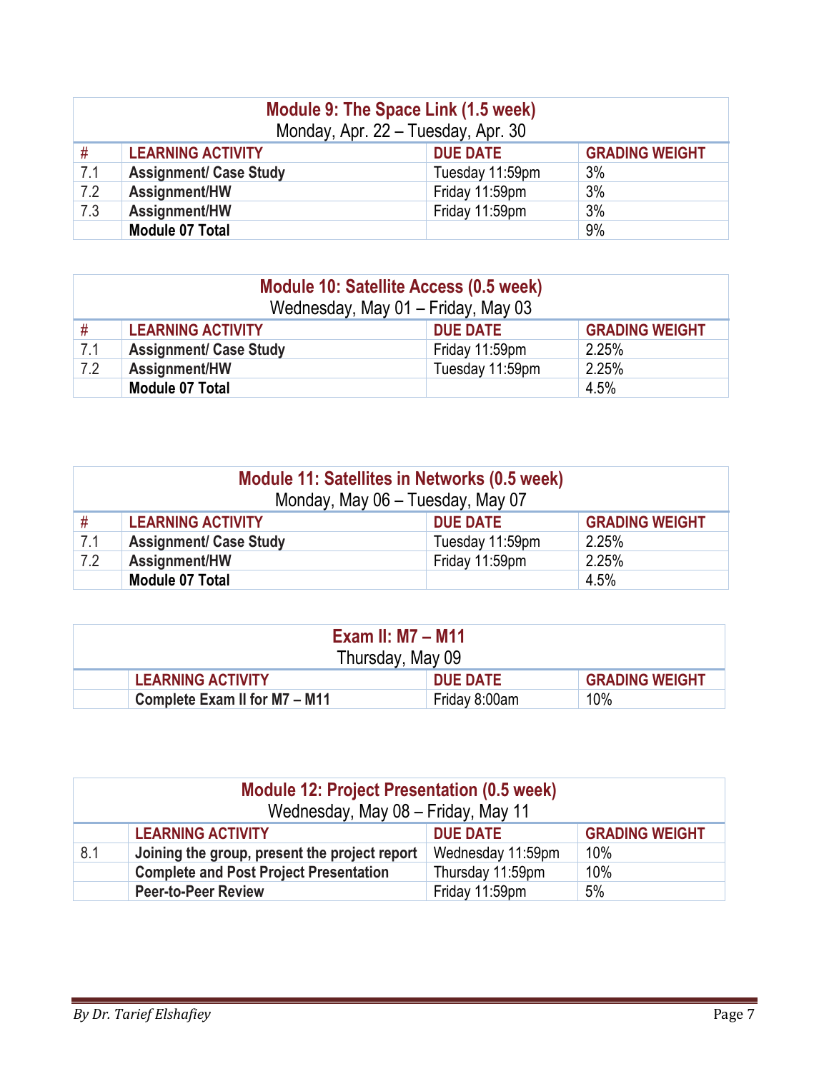| Module 9: The Space Link (1.5 week)<br>Monday, Apr. 22 – Tuesday, Apr. 30 | | | |
|---|---|---|---|
| # | LEARNING ACTIVITY | DUE DATE | GRADING WEIGHT |
| 7.1 | Assignment/ Case Study | Tuesday 11:59pm | 3% |
| 7.2 | Assignment/HW | Friday 11:59pm | 3% |
| 7.3 | Assignment/HW | Friday 11:59pm | 3% |
| | Module 07 Total | | 9% |

| Module 10: Satellite Access (0.5 week)<br>Wednesday, May 01 – Friday, May 03 | | | |
|---|---|---|---|
| # | LEARNING ACTIVITY | DUE DATE | GRADING WEIGHT |
| 7.1 | Assignment/ Case Study | Friday 11:59pm | 2.25% |
| 7.2 | Assignment/HW | Tuesday 11:59pm | 2.25% |
| | Module 07 Total | | 4.5% |

| Module 11: Satellites in Networks (0.5 week)<br>Monday, May 06 – Tuesday, May 07 | | | |
|---|---|---|---|
| # | LEARNING ACTIVITY | DUE DATE | GRADING WEIGHT |
| 7.1 | Assignment/ Case Study | Tuesday 11:59pm | 2.25% |
| 7.2 | Assignment/HW | Friday 11:59pm | 2.25% |
| | Module 07 Total | | 4.5% |

| Exam II: M7 – M11<br>Thursday, May 09 | | | |
|---|---|---|---|
| | LEARNING ACTIVITY | DUE DATE | GRADING WEIGHT |
| | Complete Exam II for M7 – M11 | Friday 8:00am | 10% |

| Module 12: Project Presentation (0.5 week)<br>Wednesday, May 08 – Friday, May 11 | | | |
|---|---|---|---|
| | LEARNING ACTIVITY | DUE DATE | GRADING WEIGHT |
| 8.1 | Joining the group, present the project report | Wednesday 11:59pm | 10% |
| | Complete and Post Project Presentation | Thursday 11:59pm | 10% |
| | Peer-to-Peer Review | Friday 11:59pm | 5% |